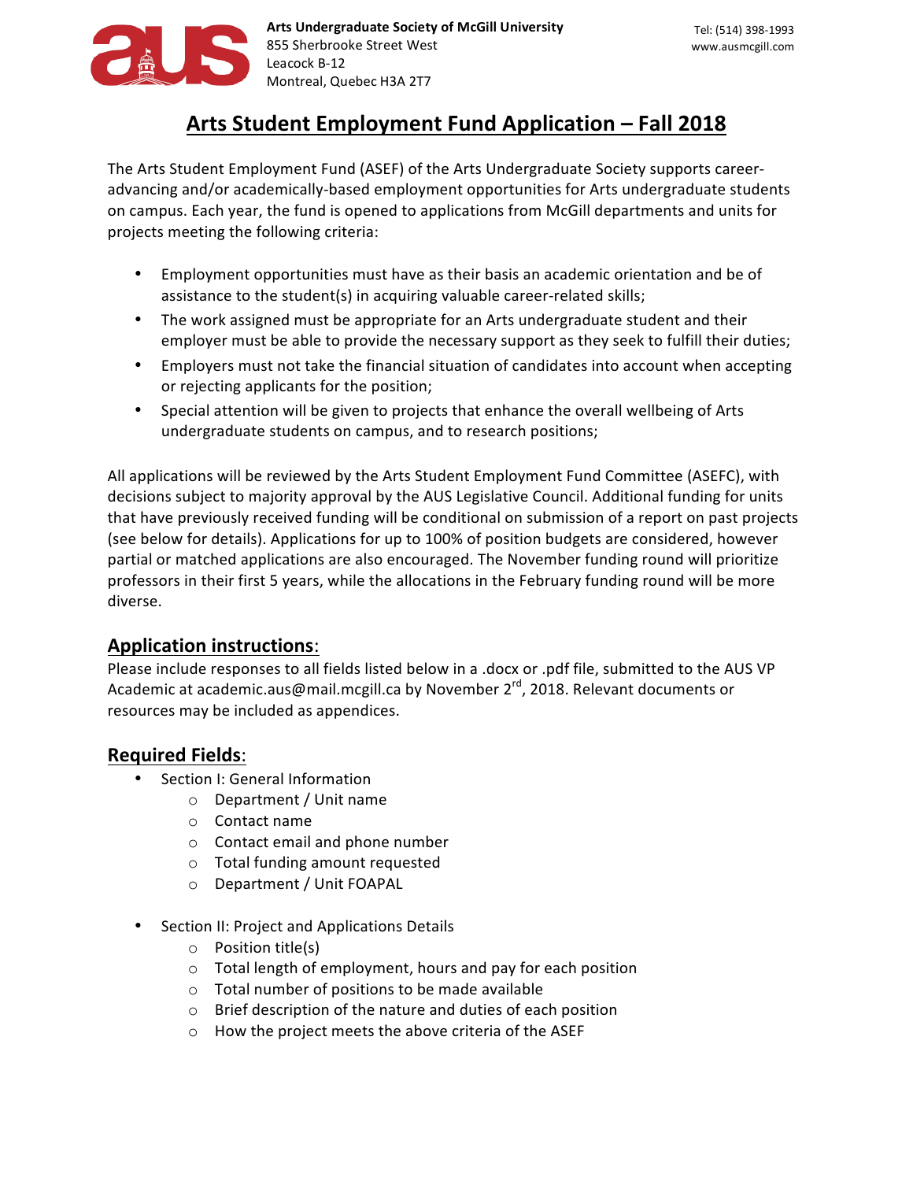Arts Undergraduate Society of McGill University
855 Sherbrooke Street West
Leacock B-12
Montreal, Quebec H3A 2T7

Tel: (514) 398-1993
www.ausmcgill.com

# Arts Student Employment Fund Application – Fall 2018

The Arts Student Employment Fund (ASEF) of the Arts Undergraduate Society supports career-advancing and/or academically-based employment opportunities for Arts undergraduate students on campus. Each year, the fund is opened to applications from McGill departments and units for projects meeting the following criteria:

- Employment opportunities must have as their basis an academic orientation and be of assistance to the student(s) in acquiring valuable career-related skills;
- The work assigned must be appropriate for an Arts undergraduate student and their employer must be able to provide the necessary support as they seek to fulfill their duties;
- Employers must not take the financial situation of candidates into account when accepting or rejecting applicants for the position;
- Special attention will be given to projects that enhance the overall wellbeing of Arts undergraduate students on campus, and to research positions;

All applications will be reviewed by the Arts Student Employment Fund Committee (ASEFC), with decisions subject to majority approval by the AUS Legislative Council. Additional funding for units that have previously received funding will be conditional on submission of a report on past projects (see below for details). Applications for up to 100% of position budgets are considered, however partial or matched applications are also encouraged. The November funding round will prioritize professors in their first 5 years, while the allocations in the February funding round will be more diverse.

## Application instructions:

Please include responses to all fields listed below in a .docx or .pdf file, submitted to the AUS VP Academic at academic.aus@mail.mcgill.ca by November 2nd, 2018. Relevant documents or resources may be included as appendices.

## Required Fields:

- Section I: General Information
  - Department / Unit name
  - Contact name
  - Contact email and phone number
  - Total funding amount requested
  - Department / Unit FOAPAL
- Section II: Project and Applications Details
  - Position title(s)
  - Total length of employment, hours and pay for each position
  - Total number of positions to be made available
  - Brief description of the nature and duties of each position
  - How the project meets the criteria of the ASEF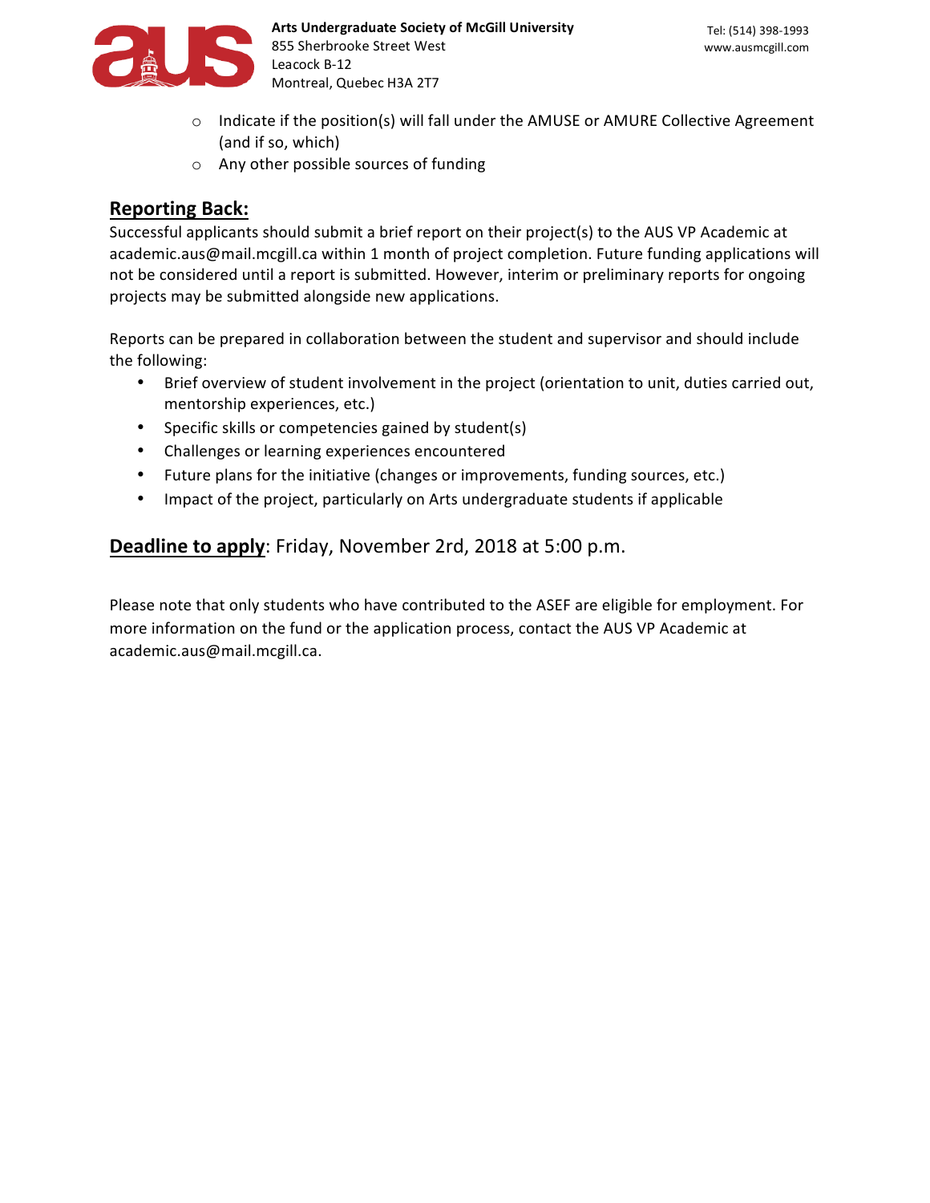- Indicate if the position(s) will fall under the AMUSE or AMURE Collective Agreement (and if so, which)
- Any other possible sources of funding

## Reporting Back:

Successful applicants should submit a brief report on their project(s) to the AUS VP Academic at academic.aus@mail.mcgill.ca within 1 month of project completion. Future funding applications will not be considered until a report is submitted. However, interim or preliminary reports for ongoing projects may be submitted alongside new applications.

Reports can be prepared in collaboration between the student and supervisor and should include the following:

- Brief overview of student involvement in the project (orientation to unit, duties carried out, mentorship experiences, etc.)
- Specific skills or competencies gained by student(s)
- Challenges or learning experiences encountered
- Future plans for the initiative (changes or improvements, funding sources, etc.)
- Impact of the project, particularly on Arts undergraduate students if applicable

**Deadline to apply**: Friday, November 2nd, 2018 at 5:00 p.m.

Please note that only students who have contributed to the ASEF are eligible for employment. For more information on the fund or the application process, contact the AUS VP Academic at academic.aus@mail.mcgill.ca.